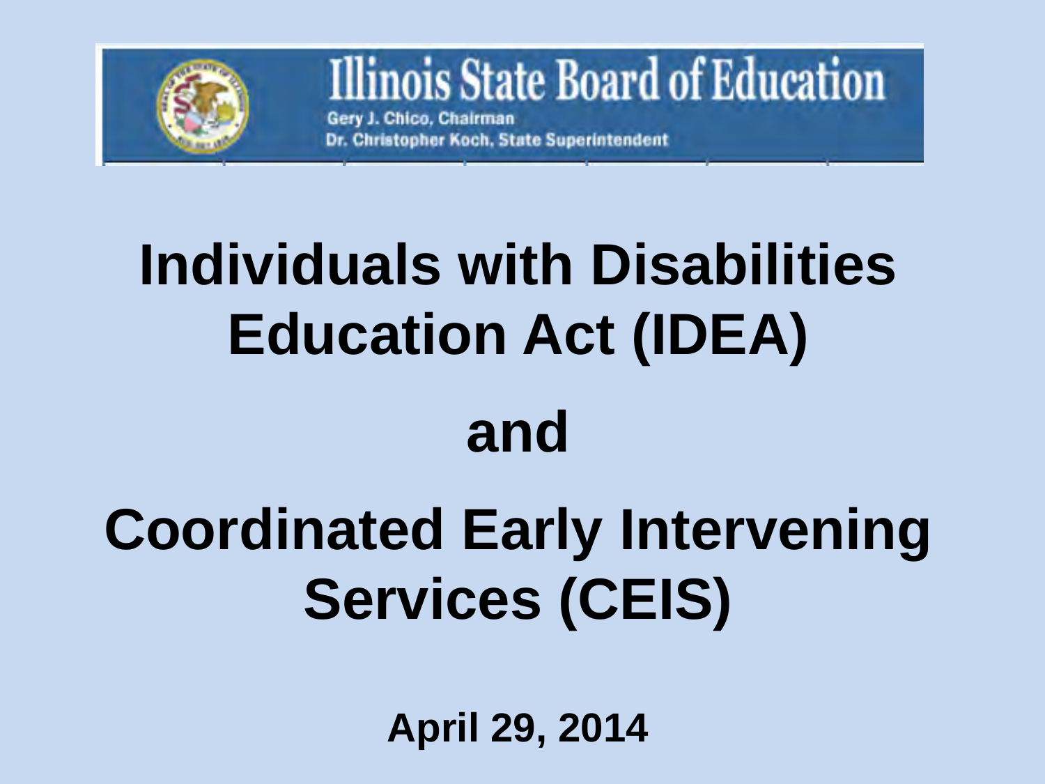Illinois State Board of Education

Gery J. Chico, Chairman

Dr. Christopher Koch, State Superintendent

# Individuals with Disabilities Education Act (IDEA)

# and

# Coordinated Early Intervening Services (CEIS)

**April 29, 2014**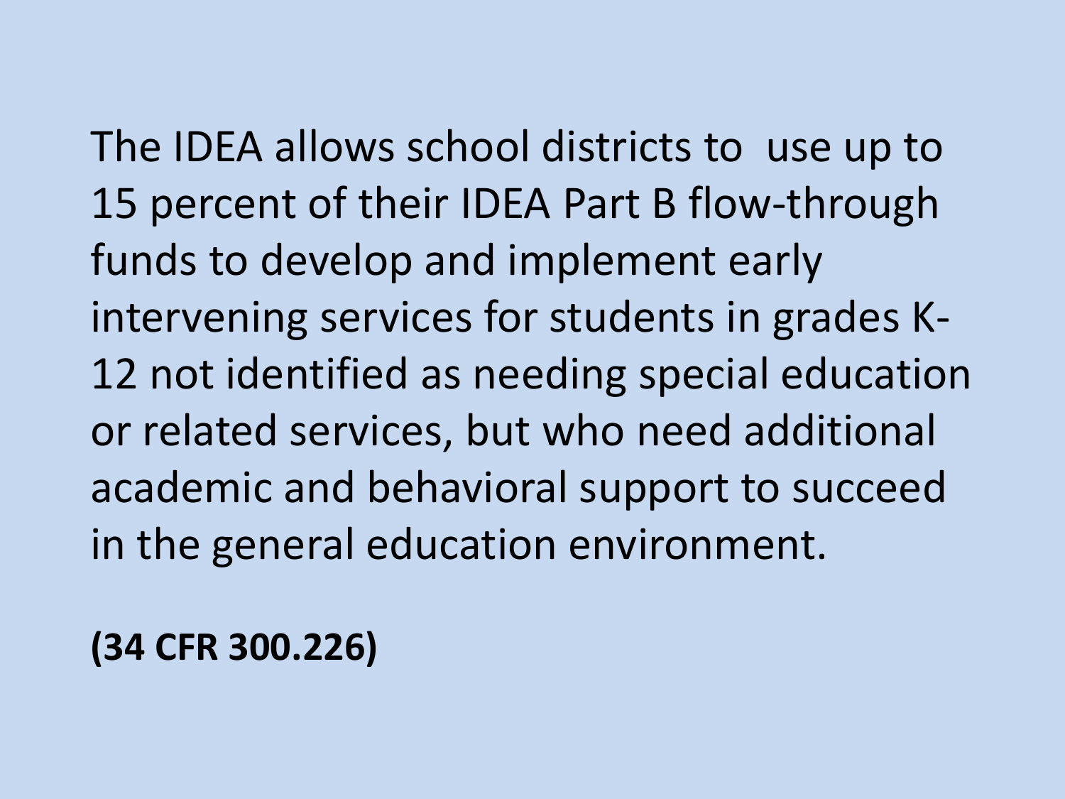The IDEA allows school districts to use up to 15 percent of their IDEA Part B flow-through funds to develop and implement early intervening services for students in grades K-12 not identified as needing special education or related services, but who need additional academic and behavioral support to succeed in the general education environment.

**(34 CFR 300.226)**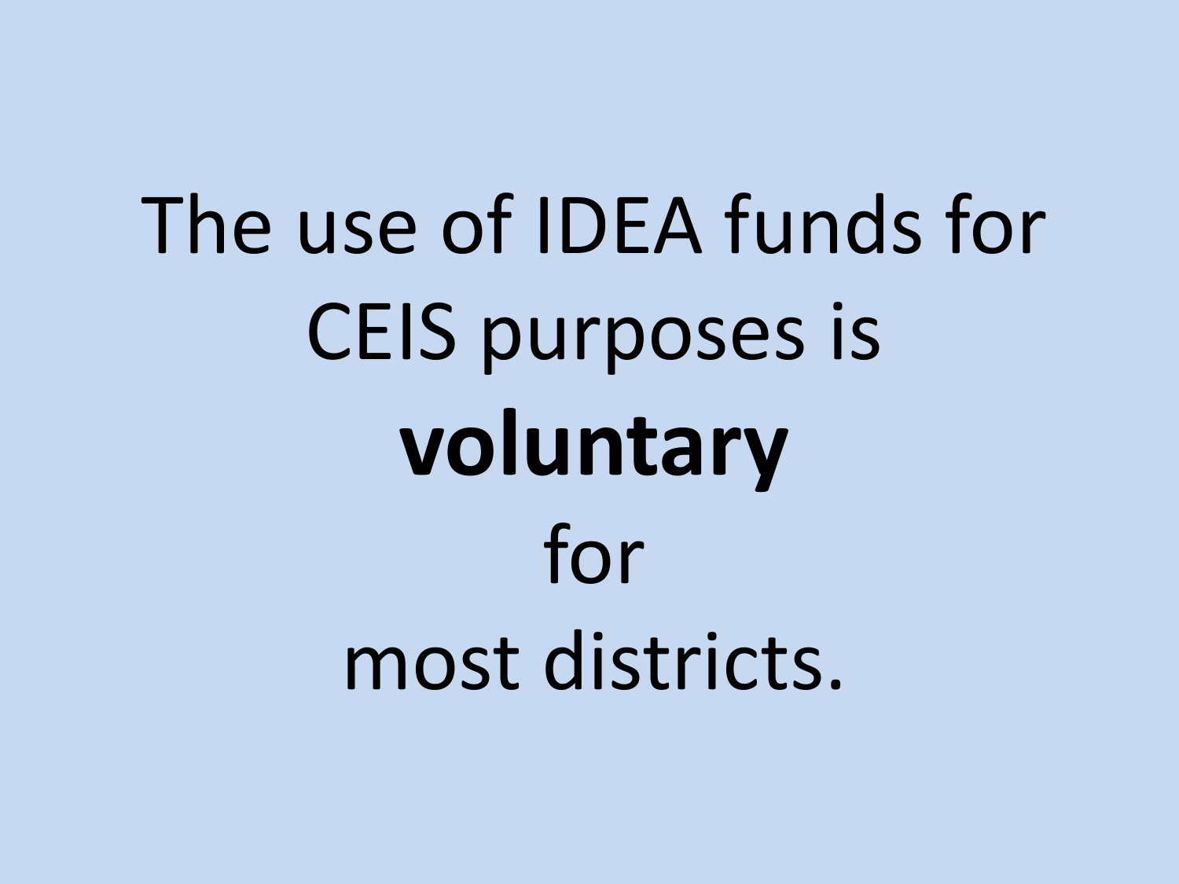The use of IDEA funds for CEIS purposes is **voluntary** for most districts.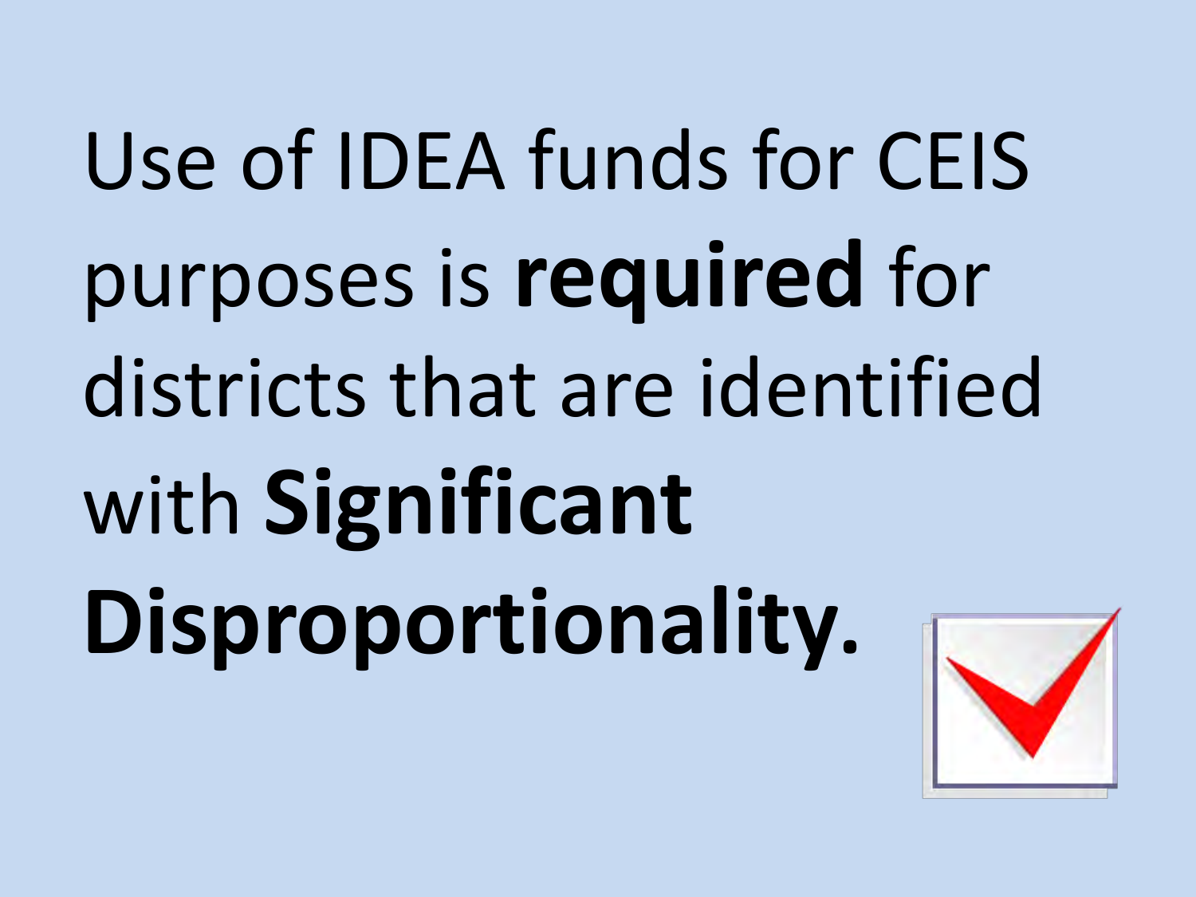Use of IDEA funds for CEIS purposes is **required** for districts that are identified with **Significant Disproportionality.**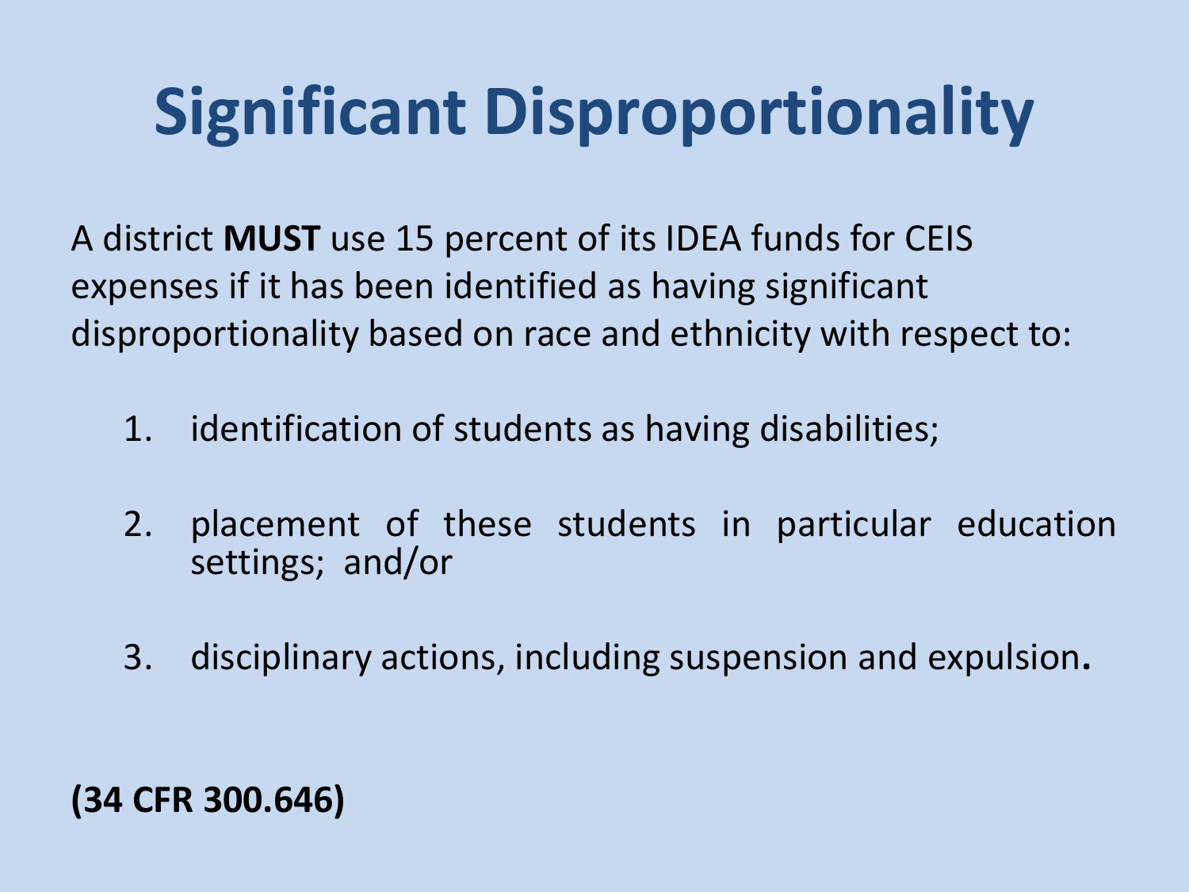# Significant Disproportionality

A district **MUST** use 15 percent of its IDEA funds for CEIS expenses if it has been identified as having significant disproportionality based on race and ethnicity with respect to:

1. identification of students as having disabilities;
2. placement of these students in particular education settings; and/or
3. disciplinary actions, including suspension and expulsion**.**

**(34 CFR 300.646)**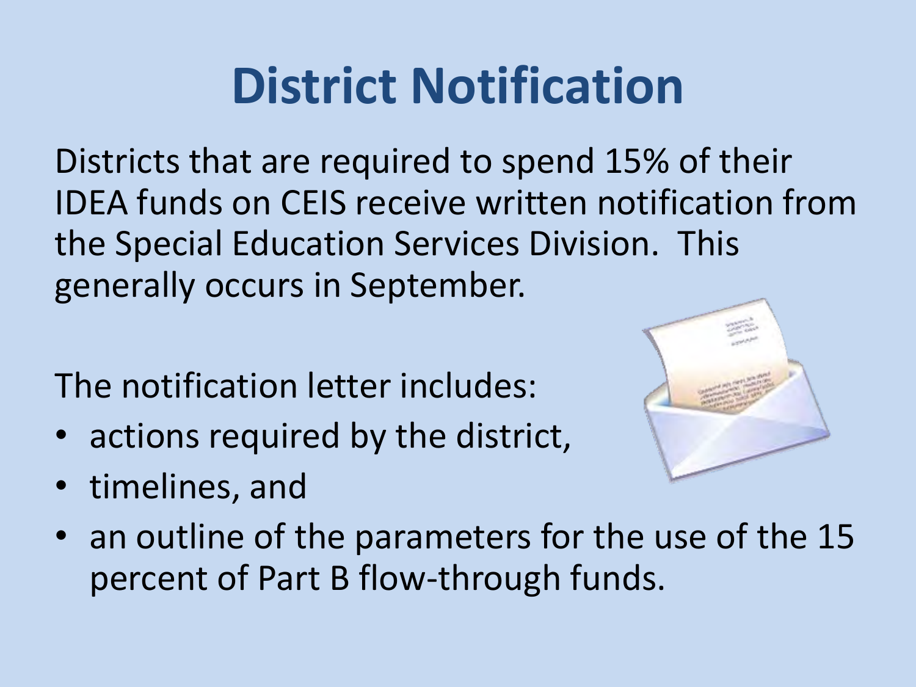# District Notification

Districts that are required to spend 15% of their IDEA funds on CEIS receive written notification from the Special Education Services Division. This generally occurs in September.

The notification letter includes:

- actions required by the district,
- timelines, and
- an outline of the parameters for the use of the 15 percent of Part B flow-through funds.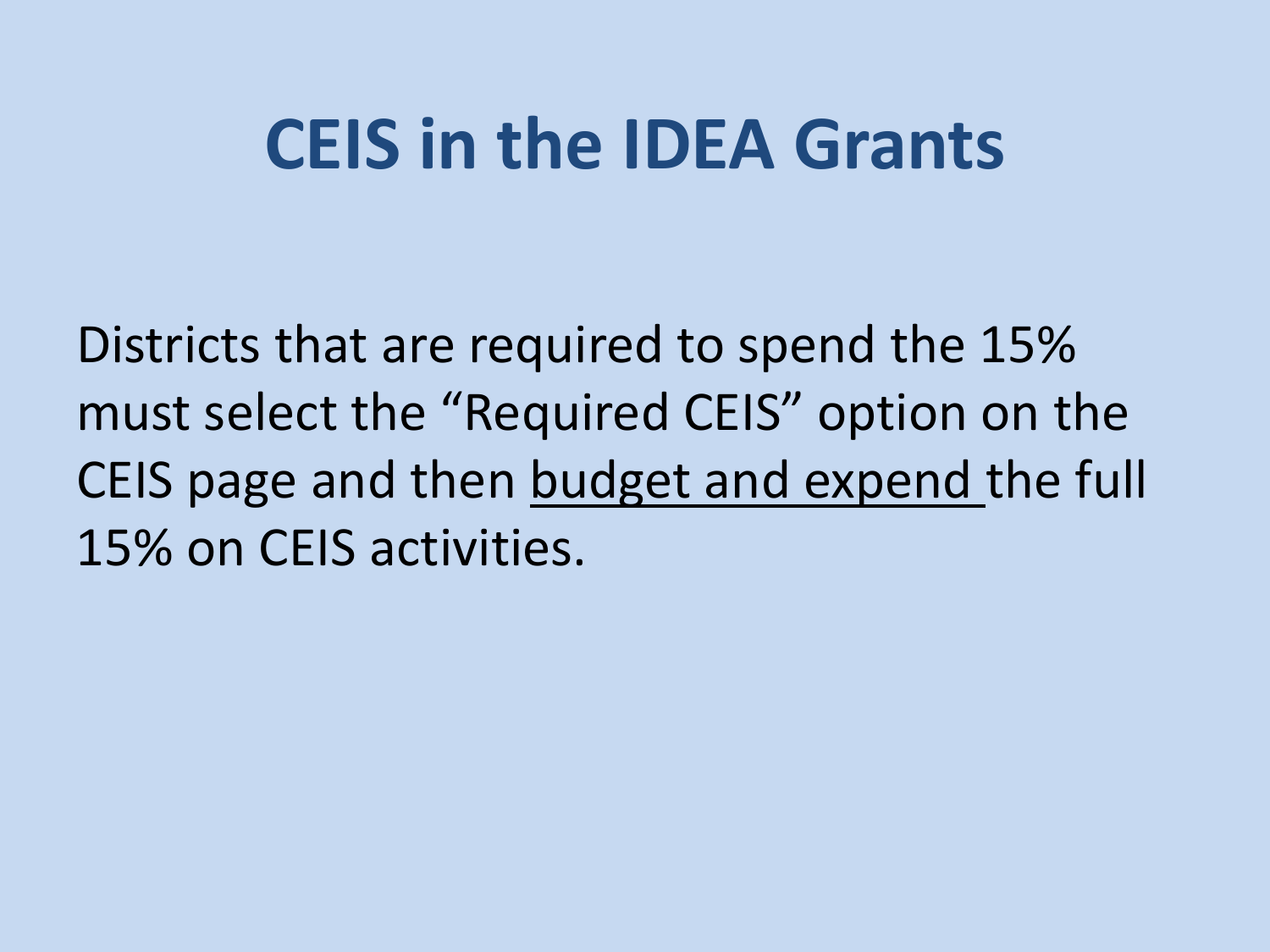# CEIS in the IDEA Grants

Districts that are required to spend the 15% must select the "Required CEIS" option on the CEIS page and then <u>budget and expend</u> the full 15% on CEIS activities.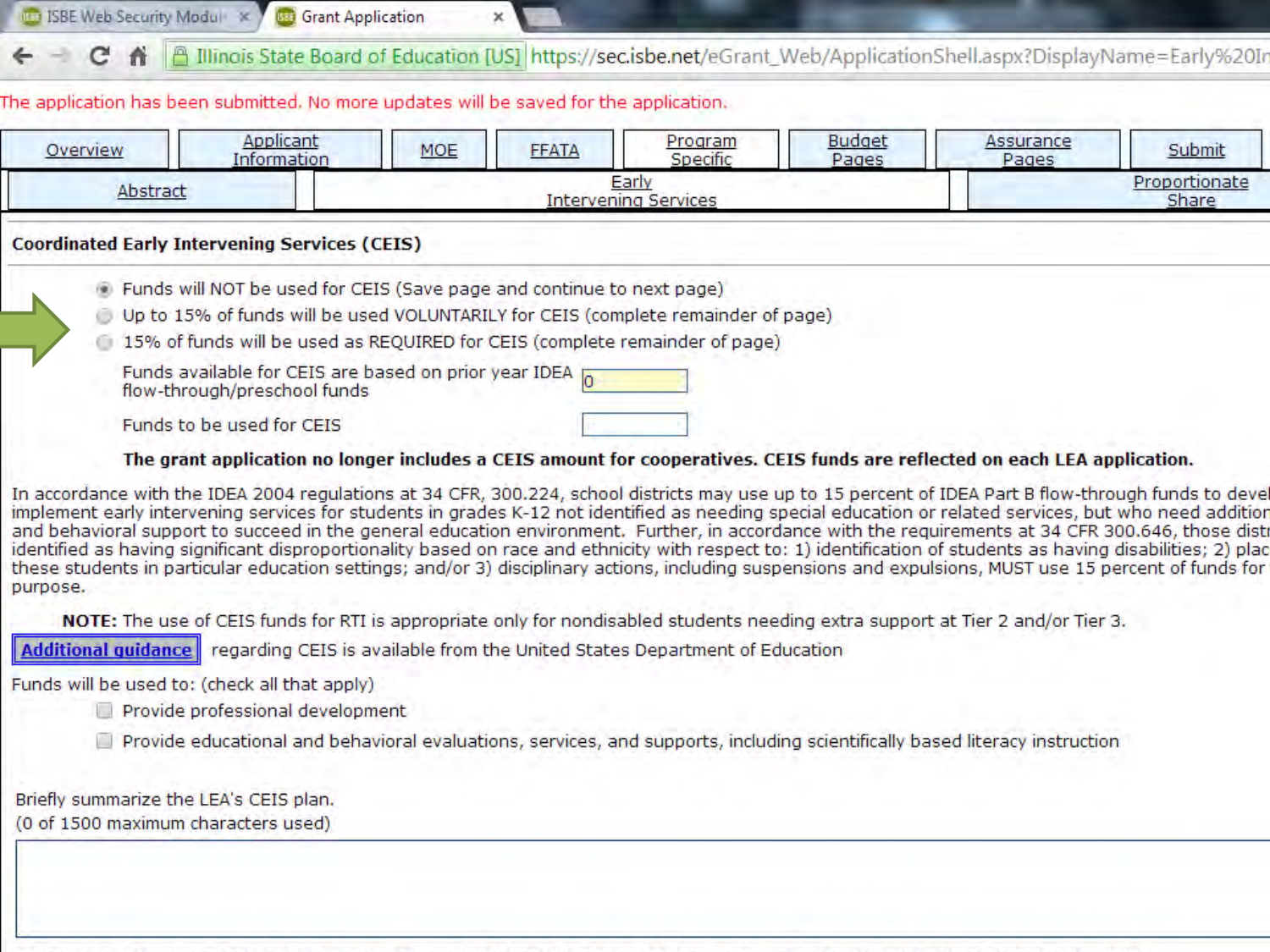The application has been submitted. No more updates will be saved for the application.

| Overview | Applicant Information | MOE | FFATA | Program Specific | Budget Pages | Assurance Pages | Submit |
|---|---|---|---|---|---|---|---|
| Abstract | Early Intervening Services | | | | | Proportionate Share | |

## Coordinated Early Intervening Services (CEIS)

- (●) Funds will NOT be used for CEIS (Save page and continue to next page)
- ( ) Up to 15% of funds will be used VOLUNTARILY for CEIS (complete remainder of page)
- ( ) 15% of funds will be used as REQUIRED for CEIS (complete remainder of page)

Funds available for CEIS are based on prior year IDEA flow-through/preschool funds: 0

Funds to be used for CEIS:

**The grant application no longer includes a CEIS amount for cooperatives. CEIS funds are reflected on each LEA application.**

In accordance with the IDEA 2004 regulations at 34 CFR, 300.224, school districts may use up to 15 percent of IDEA Part B flow-through funds to devel implement early intervening services for students in grades K-12 not identified as needing special education or related services, but who need addition and behavioral support to succeed in the general education environment. Further, in accordance with the requirements at 34 CFR 300.646, those distr identified as having significant disproportionality based on race and ethnicity with respect to: 1) identification of students as having disabilities; 2) plac these students in particular education settings; and/or 3) disciplinary actions, including suspensions and expulsions, MUST use 15 percent of funds for purpose.

**NOTE:** The use of CEIS funds for RTI is appropriate only for nondisabled students needing extra support at Tier 2 and/or Tier 3.

**Additional guidance** regarding CEIS is available from the United States Department of Education

Funds will be used to: (check all that apply)

- [ ] Provide professional development
- [ ] Provide educational and behavioral evaluations, services, and supports, including scientifically based literacy instruction

Briefly summarize the LEA's CEIS plan.
(0 of 1500 maximum characters used)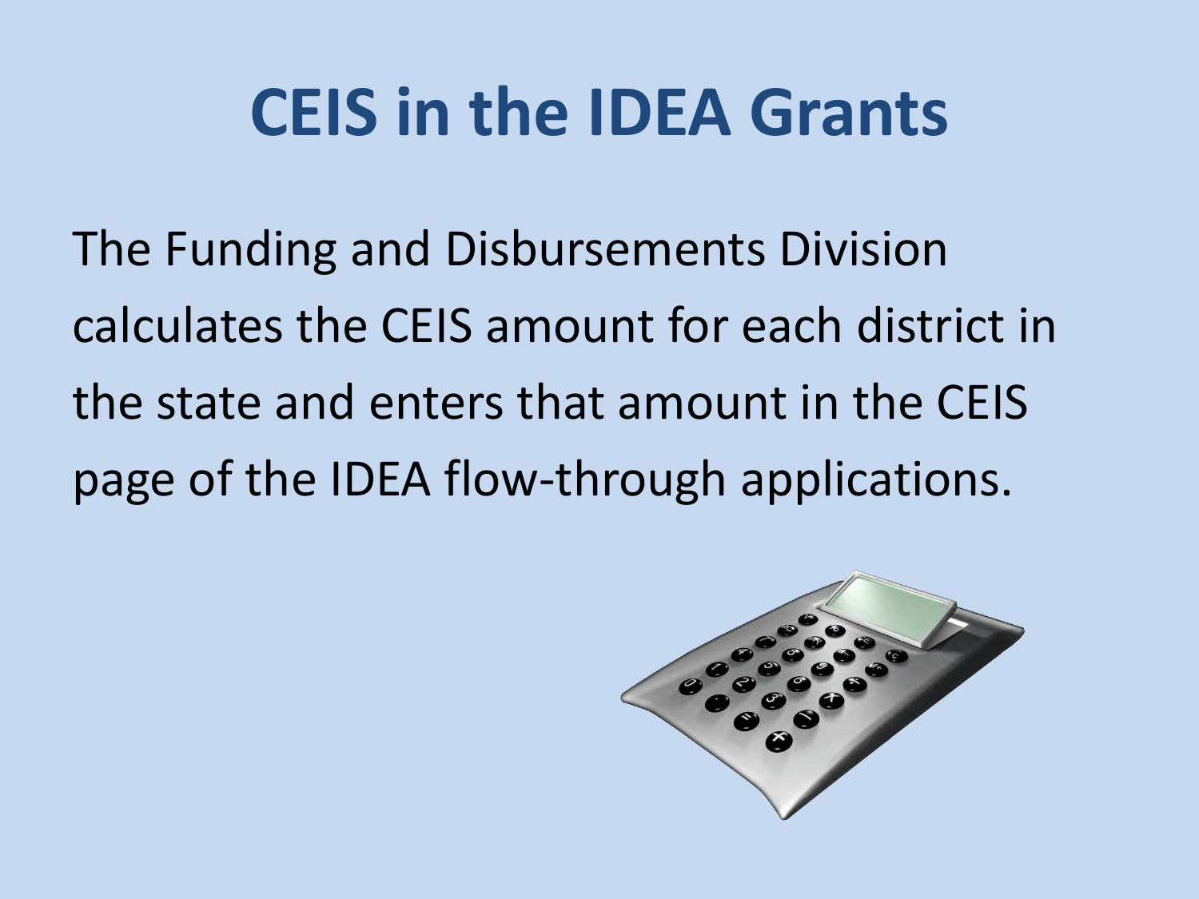# CEIS in the IDEA Grants

The Funding and Disbursements Division calculates the CEIS amount for each district in the state and enters that amount in the CEIS page of the IDEA flow-through applications.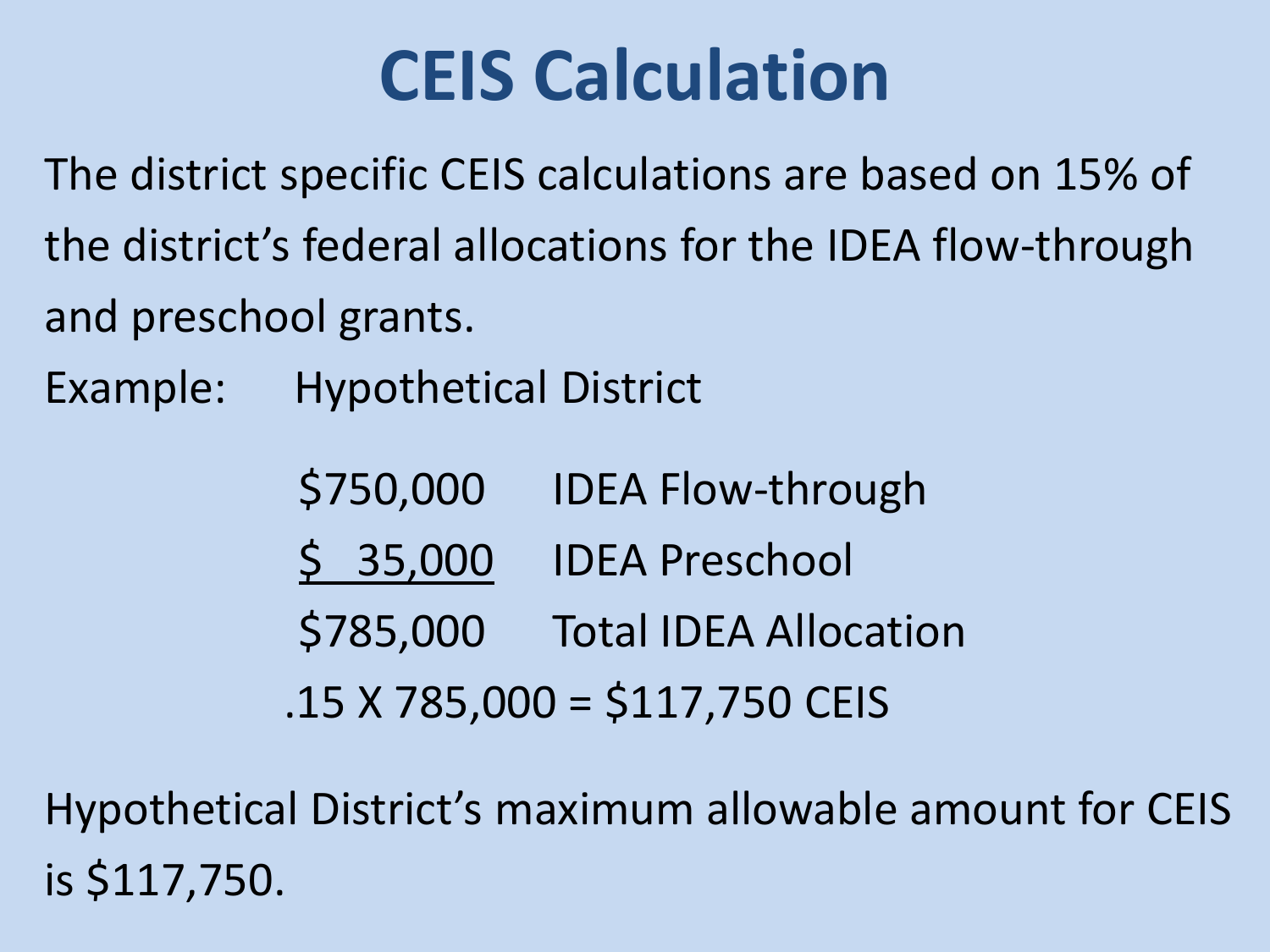# CEIS Calculation

The district specific CEIS calculations are based on 15% of the district's federal allocations for the IDEA flow-through and preschool grants.

Example: Hypothetical District

| | |
|---|---|
| $750,000 | IDEA Flow-through |
| $ 35,000 | IDEA Preschool |
| $785,000 | Total IDEA Allocation |

.15 X 785,000 = $117,750 CEIS

Hypothetical District's maximum allowable amount for CEIS is $117,750.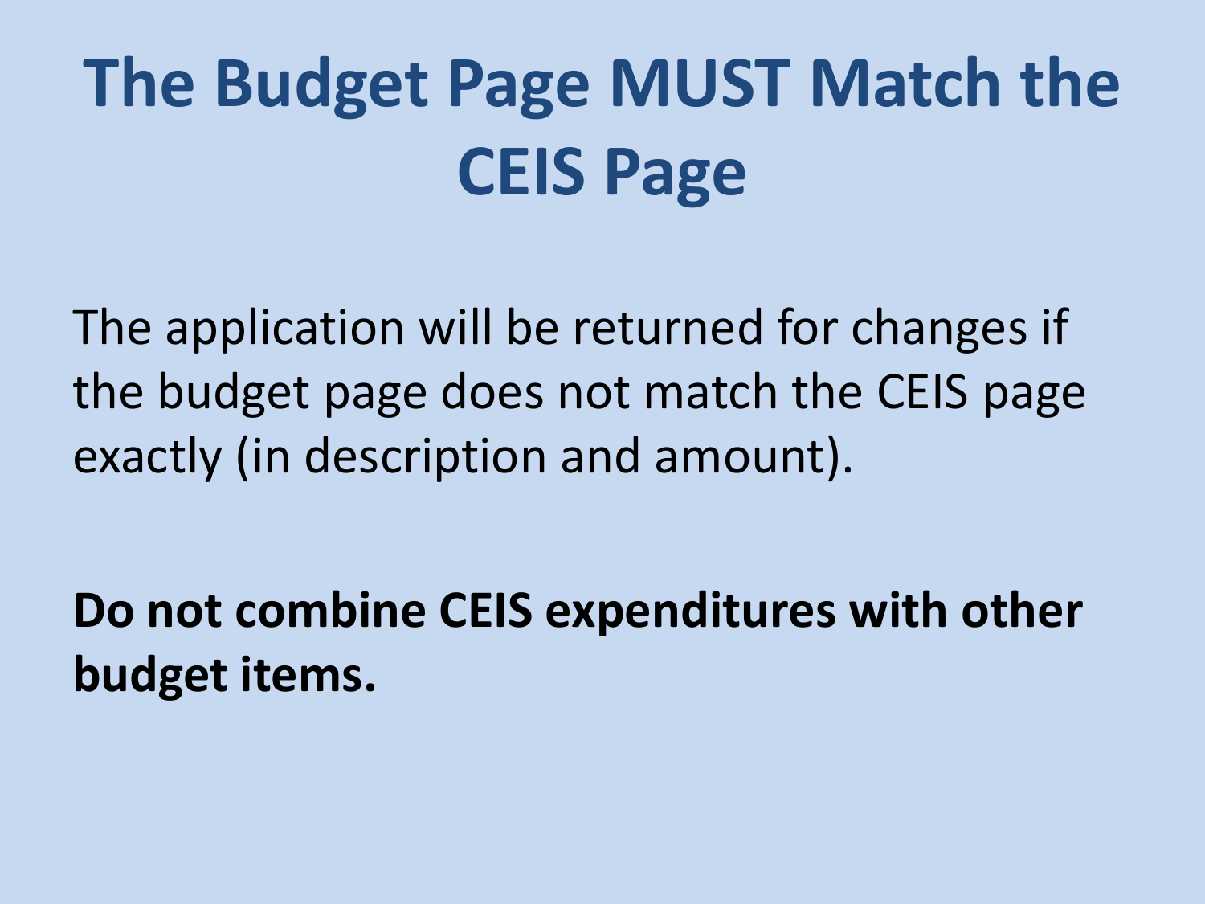# The Budget Page MUST Match the CEIS Page

The application will be returned for changes if the budget page does not match the CEIS page exactly (in description and amount).

**Do not combine CEIS expenditures with other budget items.**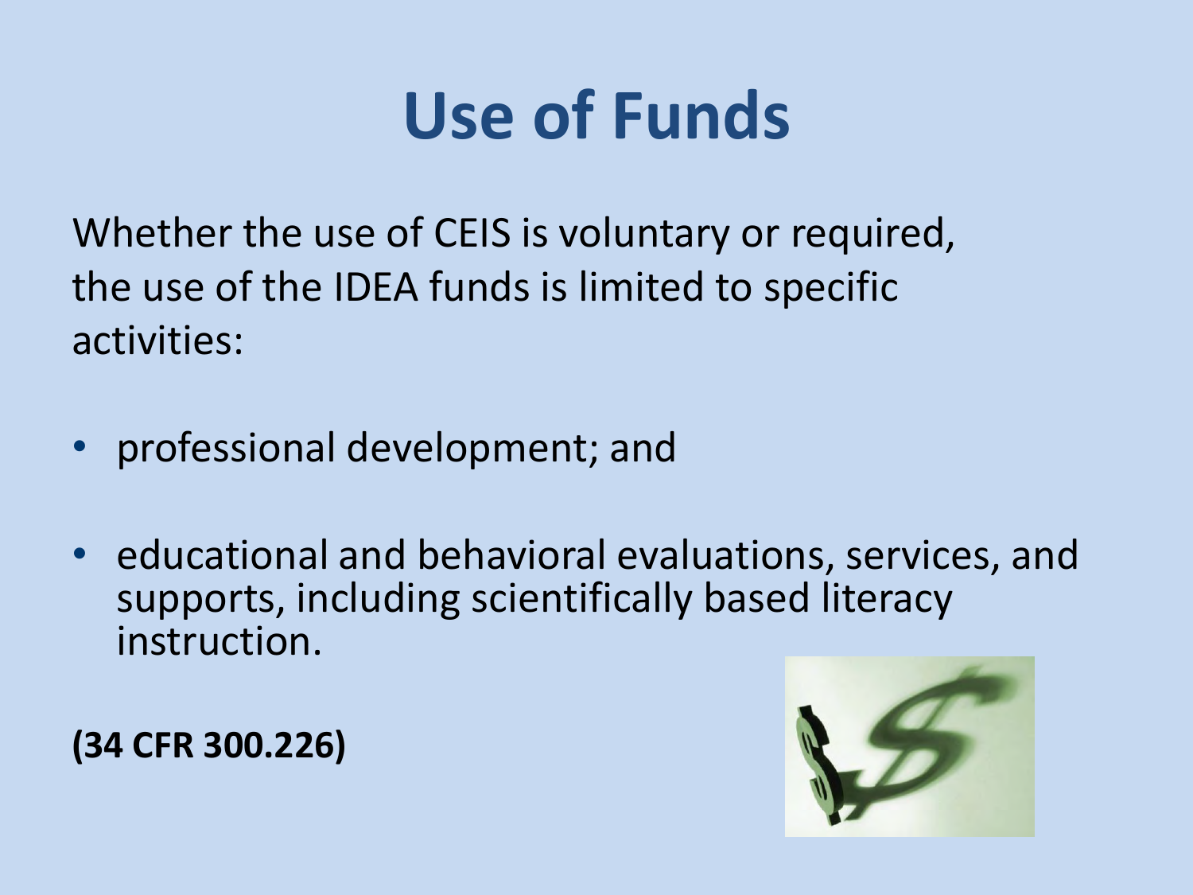# Use of Funds

Whether the use of CEIS is voluntary or required, the use of the IDEA funds is limited to specific activities:

- professional development; and
- educational and behavioral evaluations, services, and supports, including scientifically based literacy instruction.

**(34 CFR 300.226)**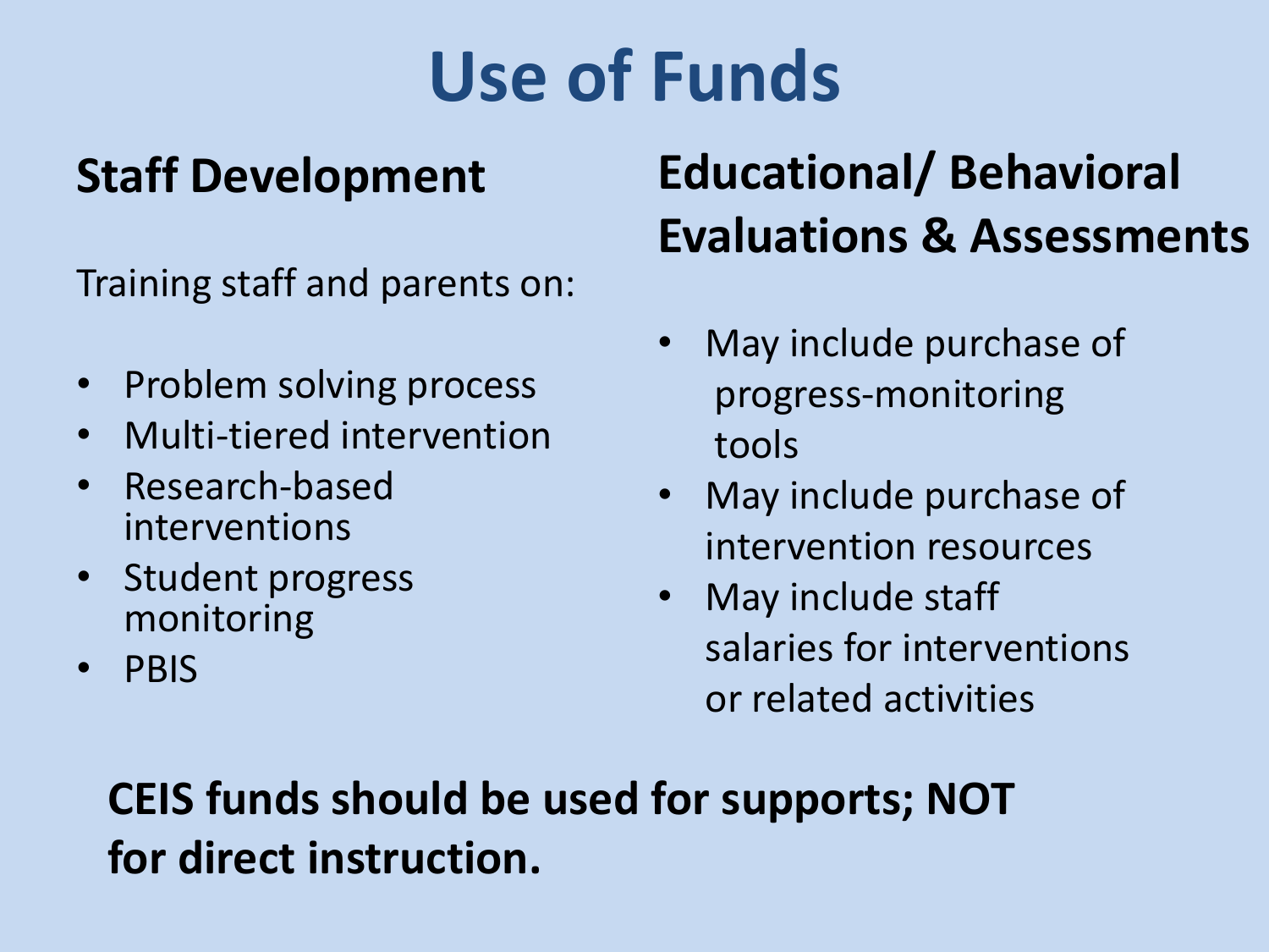# Use of Funds

## Staff Development

Training staff and parents on:

- Problem solving process
- Multi-tiered intervention
- Research-based interventions
- Student progress monitoring
- PBIS

## Educational/ Behavioral Evaluations & Assessments

- May include purchase of progress-monitoring tools
- May include purchase of intervention resources
- May include staff salaries for interventions or related activities

**CEIS funds should be used for supports; NOT for direct instruction.**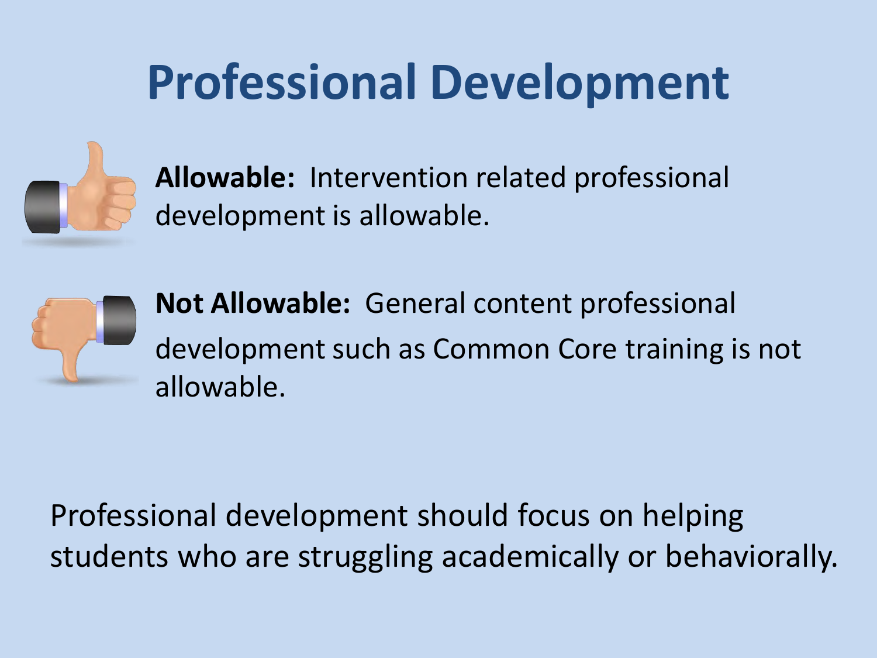# Professional Development

**Allowable:** Intervention related professional development is allowable.

**Not Allowable:** General content professional development such as Common Core training is not allowable.

Professional development should focus on helping students who are struggling academically or behaviorally.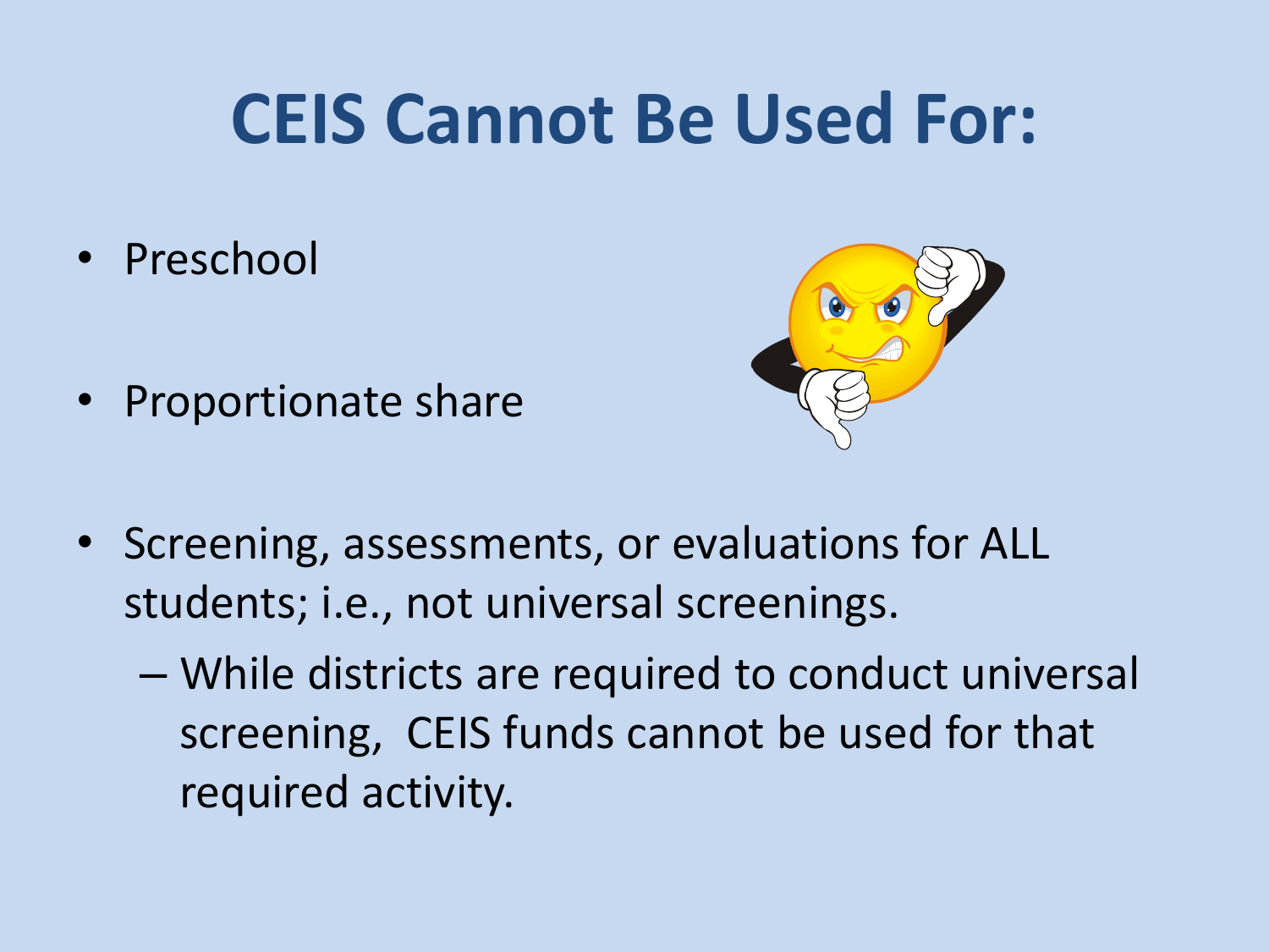# CEIS Cannot Be Used For:

- Preschool
- Proportionate share
- Screening, assessments, or evaluations for ALL students; i.e., not universal screenings.
  - While districts are required to conduct universal screening, CEIS funds cannot be used for that required activity.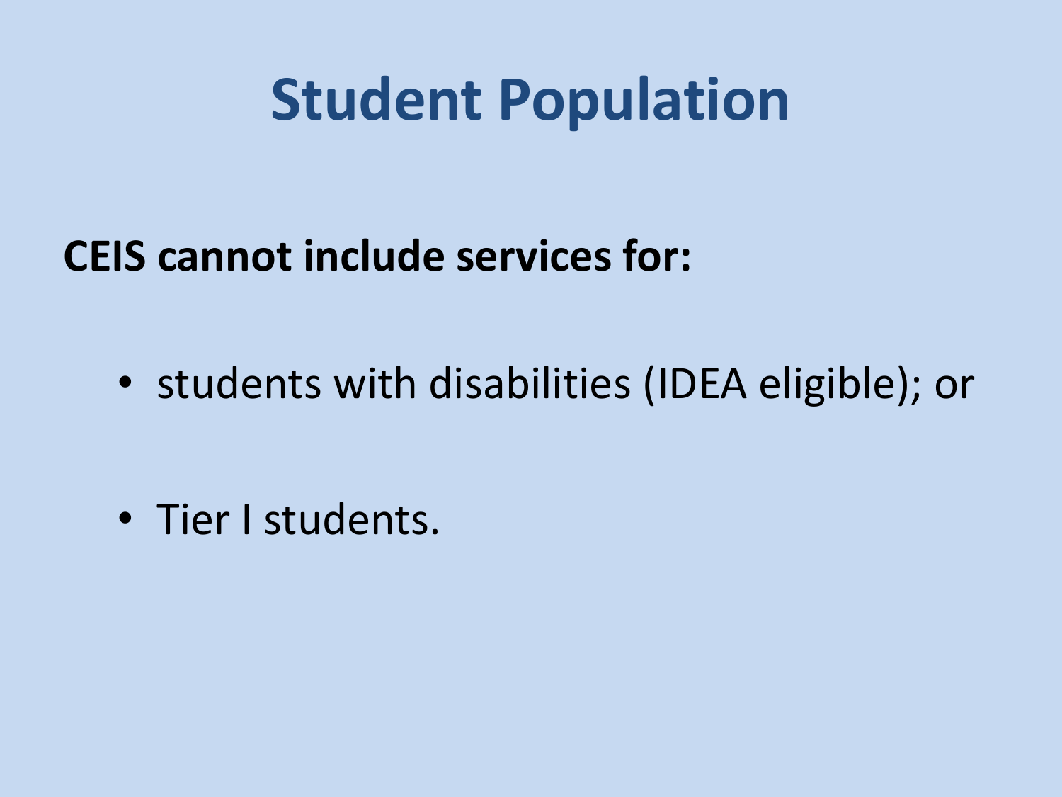# Student Population

**CEIS cannot include services for:**

- students with disabilities (IDEA eligible); or
- Tier I students.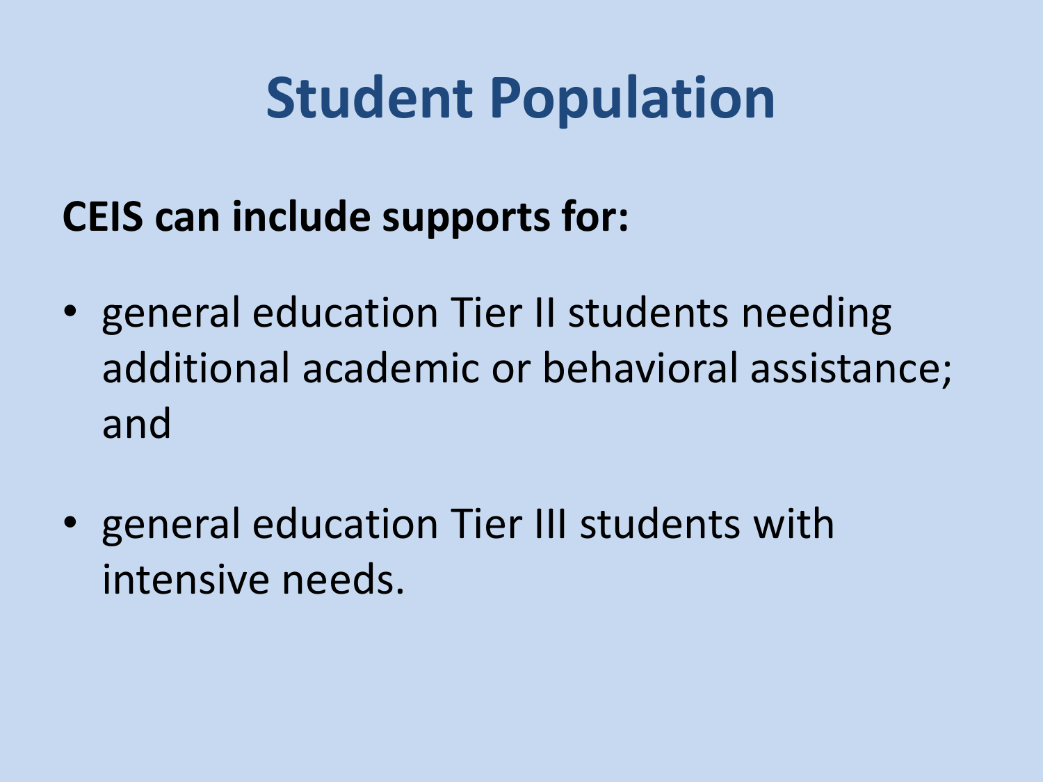# Student Population

**CEIS can include supports for:**

- general education Tier II students needing additional academic or behavioral assistance; and
- general education Tier III students with intensive needs.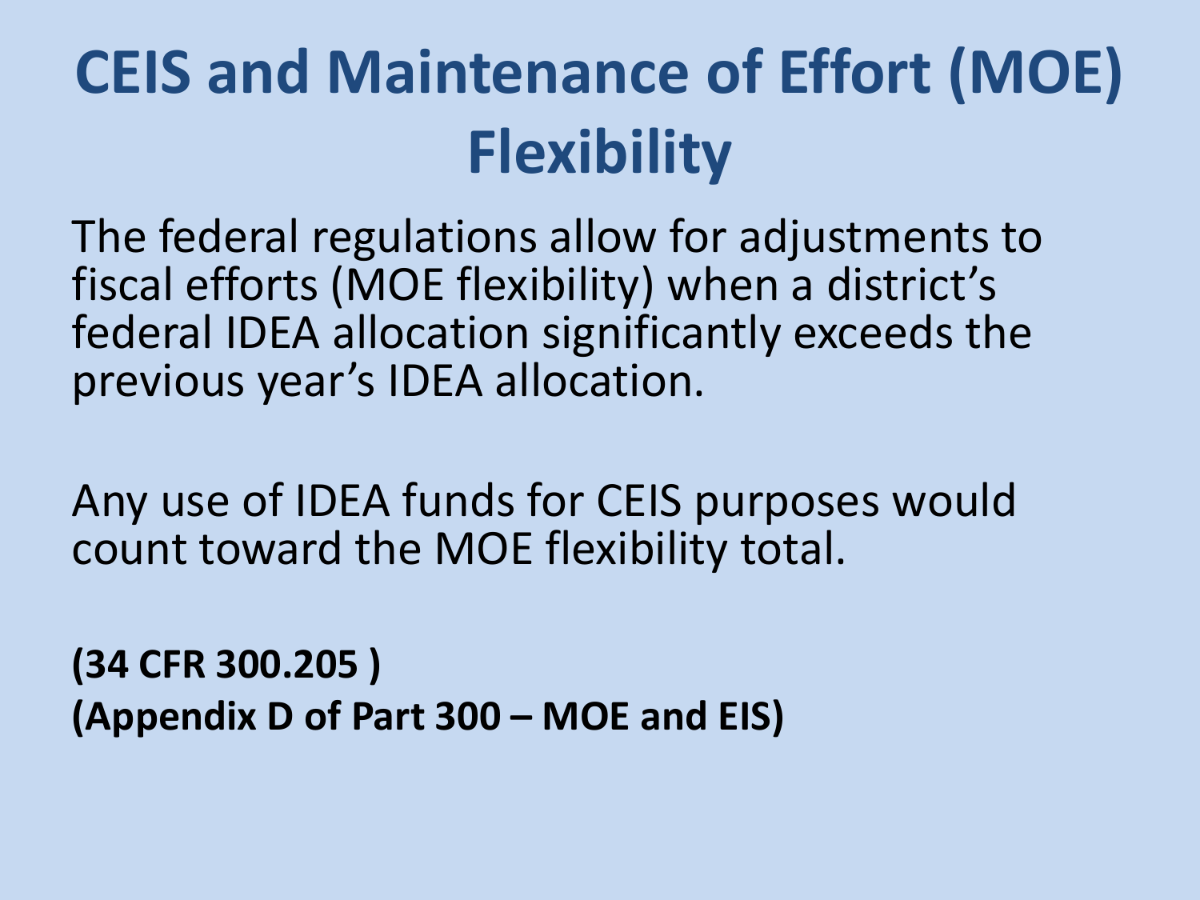# CEIS and Maintenance of Effort (MOE) Flexibility

The federal regulations allow for adjustments to fiscal efforts (MOE flexibility) when a district's federal IDEA allocation significantly exceeds the previous year's IDEA allocation.

Any use of IDEA funds for CEIS purposes would count toward the MOE flexibility total.

**(34 CFR 300.205 )**
**(Appendix D of Part 300 – MOE and EIS)**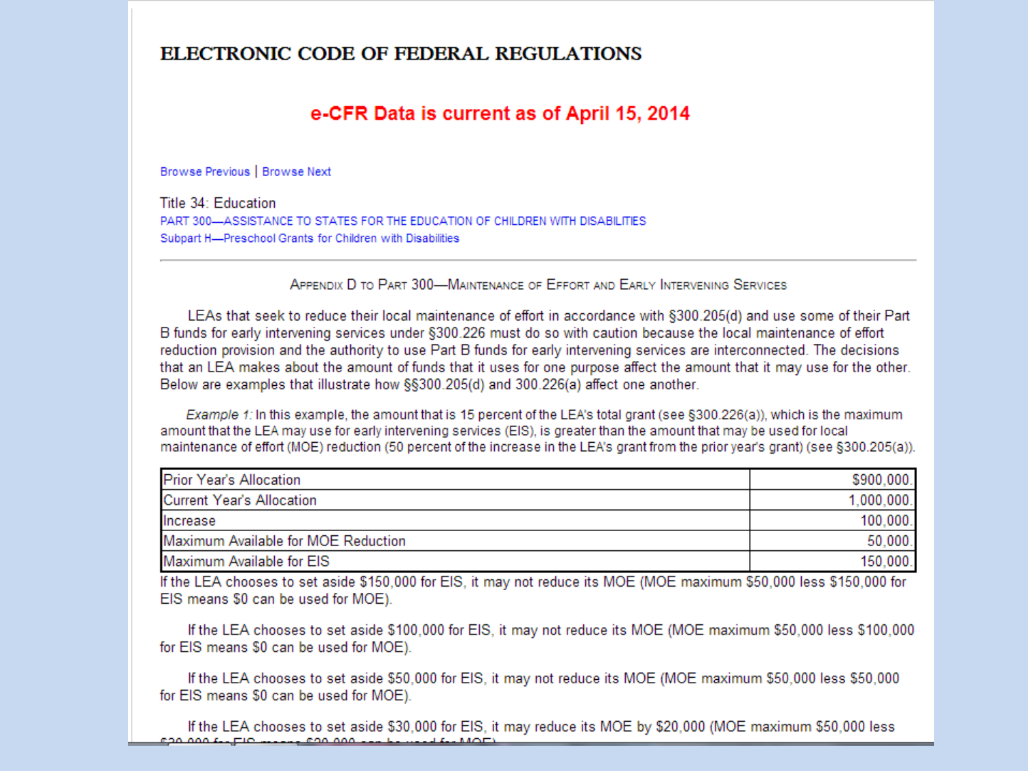# ELECTRONIC CODE OF FEDERAL REGULATIONS

## e-CFR Data is current as of April 15, 2014

Browse Previous | Browse Next

Title 34: Education
PART 300—ASSISTANCE TO STATES FOR THE EDUCATION OF CHILDREN WITH DISABILITIES
Subpart H—Preschool Grants for Children with Disabilities

---

### Appendix D to Part 300—Maintenance of Effort and Early Intervening Services

LEAs that seek to reduce their local maintenance of effort in accordance with §300.205(d) and use some of their Part B funds for early intervening services under §300.226 must do so with caution because the local maintenance of effort reduction provision and the authority to use Part B funds for early intervening services are interconnected. The decisions that an LEA makes about the amount of funds that it uses for one purpose affect the amount that it may use for the other. Below are examples that illustrate how §§300.205(d) and 300.226(a) affect one another.

*Example 1:* In this example, the amount that is 15 percent of the LEA's total grant (see §300.226(a)), which is the maximum amount that the LEA may use for early intervening services (EIS), is greater than the amount that may be used for local maintenance of effort (MOE) reduction (50 percent of the increase in the LEA's grant from the prior year's grant) (see §300.205(a)).

| | |
|---|---|
| Prior Year's Allocation | $900,000. |
| Current Year's Allocation | 1,000,000. |
| Increase | 100,000. |
| Maximum Available for MOE Reduction | 50,000. |
| Maximum Available for EIS | 150,000. |

If the LEA chooses to set aside $150,000 for EIS, it may not reduce its MOE (MOE maximum $50,000 less $150,000 for EIS means $0 can be used for MOE).

If the LEA chooses to set aside $100,000 for EIS, it may not reduce its MOE (MOE maximum $50,000 less $100,000 for EIS means $0 can be used for MOE).

If the LEA chooses to set aside $50,000 for EIS, it may not reduce its MOE (MOE maximum $50,000 less $50,000 for EIS means $0 can be used for MOE).

If the LEA chooses to set aside $30,000 for EIS, it may reduce its MOE by $20,000 (MOE maximum $50,000 less $30,000 for EIS means $20,000 can be used for MOE).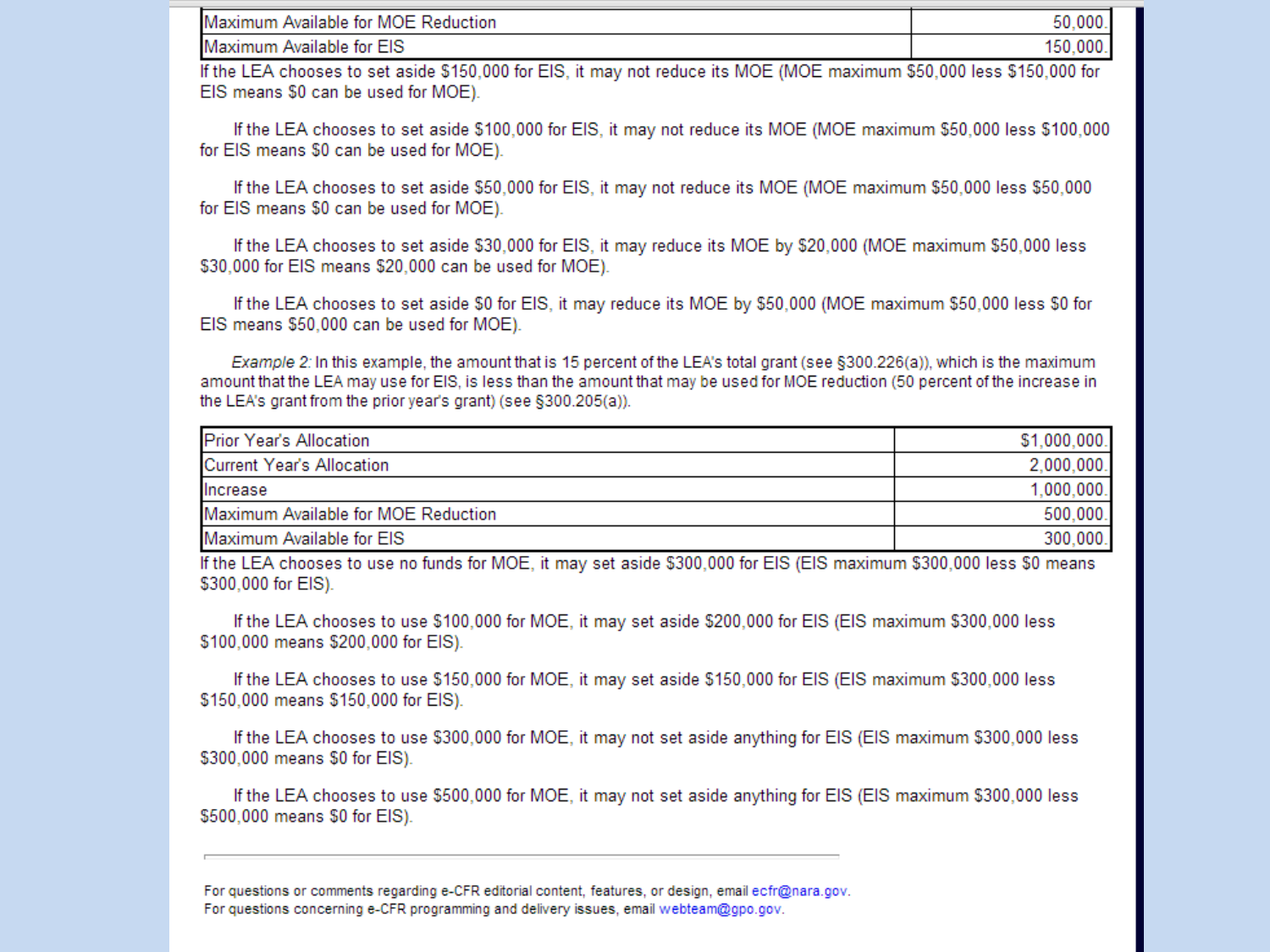| | |
|---|---|
| Maximum Available for MOE Reduction | 50,000 |
| Maximum Available for EIS | 150,000 |

If the LEA chooses to set aside $150,000 for EIS, it may not reduce its MOE (MOE maximum $50,000 less $150,000 for EIS means $0 can be used for MOE).

If the LEA chooses to set aside $100,000 for EIS, it may not reduce its MOE (MOE maximum $50,000 less $100,000 for EIS means $0 can be used for MOE).

If the LEA chooses to set aside $50,000 for EIS, it may not reduce its MOE (MOE maximum $50,000 less $50,000 for EIS means $0 can be used for MOE).

If the LEA chooses to set aside $30,000 for EIS, it may reduce its MOE by $20,000 (MOE maximum $50,000 less $30,000 for EIS means $20,000 can be used for MOE).

If the LEA chooses to set aside $0 for EIS, it may reduce its MOE by $50,000 (MOE maximum $50,000 less $0 for EIS means $50,000 can be used for MOE).

*Example 2:* In this example, the amount that is 15 percent of the LEA's total grant (see §300.226(a)), which is the maximum amount that the LEA may use for EIS, is less than the amount that may be used for MOE reduction (50 percent of the increase in the LEA's grant from the prior year's grant) (see §300.205(a)).

| | |
|---|---|
| Prior Year's Allocation | $1,000,000 |
| Current Year's Allocation | 2,000,000 |
| Increase | 1,000,000 |
| Maximum Available for MOE Reduction | 500,000 |
| Maximum Available for EIS | 300,000 |

If the LEA chooses to use no funds for MOE, it may set aside $300,000 for EIS (EIS maximum $300,000 less $0 means $300,000 for EIS).

If the LEA chooses to use $100,000 for MOE, it may set aside $200,000 for EIS (EIS maximum $300,000 less $100,000 means $200,000 for EIS).

If the LEA chooses to use $150,000 for MOE, it may set aside $150,000 for EIS (EIS maximum $300,000 less $150,000 means $150,000 for EIS).

If the LEA chooses to use $300,000 for MOE, it may not set aside anything for EIS (EIS maximum $300,000 less $300,000 means $0 for EIS).

If the LEA chooses to use $500,000 for MOE, it may not set aside anything for EIS (EIS maximum $300,000 less $500,000 means $0 for EIS).

---

For questions or comments regarding e-CFR editorial content, features, or design, email ecfr@nara.gov.
For questions concerning e-CFR programming and delivery issues, email webteam@gpo.gov.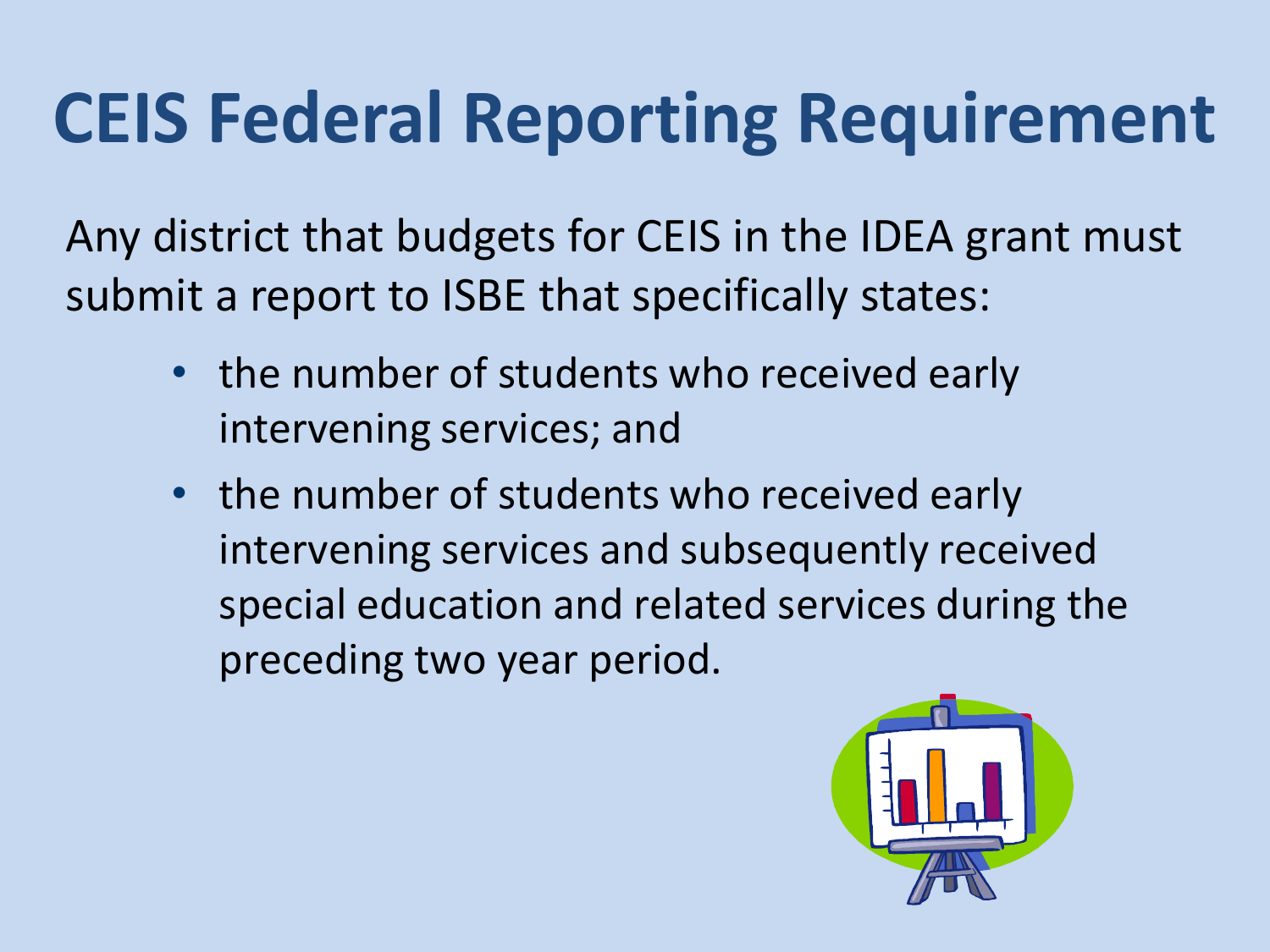# CEIS Federal Reporting Requirement

Any district that budgets for CEIS in the IDEA grant must submit a report to ISBE that specifically states:

- the number of students who received early intervening services; and
- the number of students who received early intervening services and subsequently received special education and related services during the preceding two year period.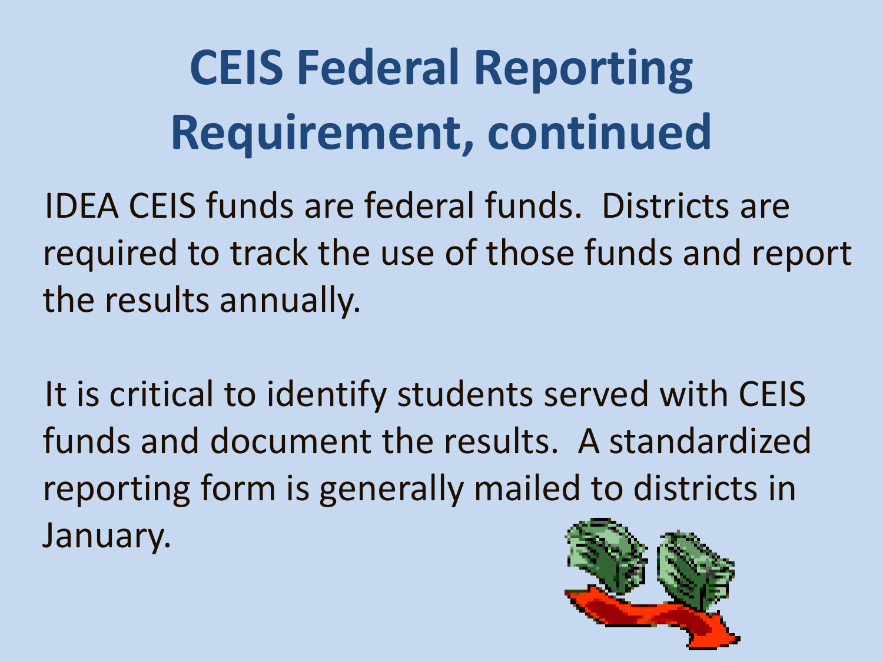# CEIS Federal Reporting Requirement, continued

IDEA CEIS funds are federal funds. Districts are required to track the use of those funds and report the results annually.

It is critical to identify students served with CEIS funds and document the results. A standardized reporting form is generally mailed to districts in January.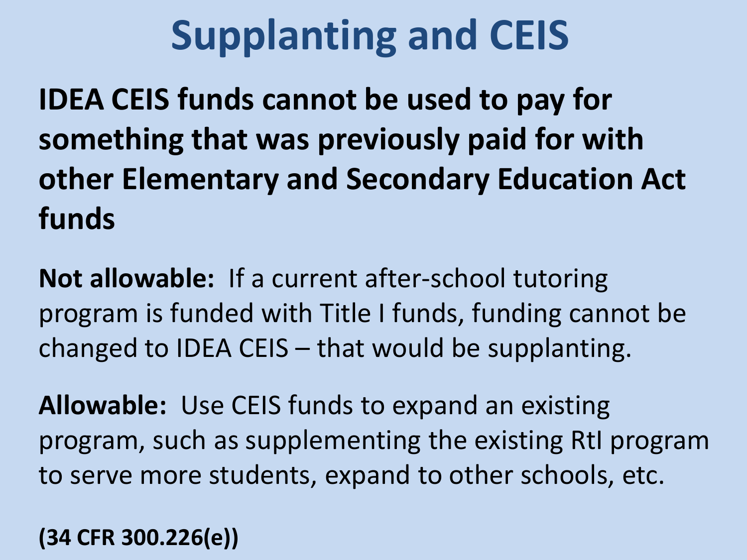# Supplanting and CEIS

**IDEA CEIS funds cannot be used to pay for something that was previously paid for with other Elementary and Secondary Education Act funds**

**Not allowable:** If a current after-school tutoring program is funded with Title I funds, funding cannot be changed to IDEA CEIS – that would be supplanting.

**Allowable:** Use CEIS funds to expand an existing program, such as supplementing the existing RtI program to serve more students, expand to other schools, etc.

**(34 CFR 300.226(e))**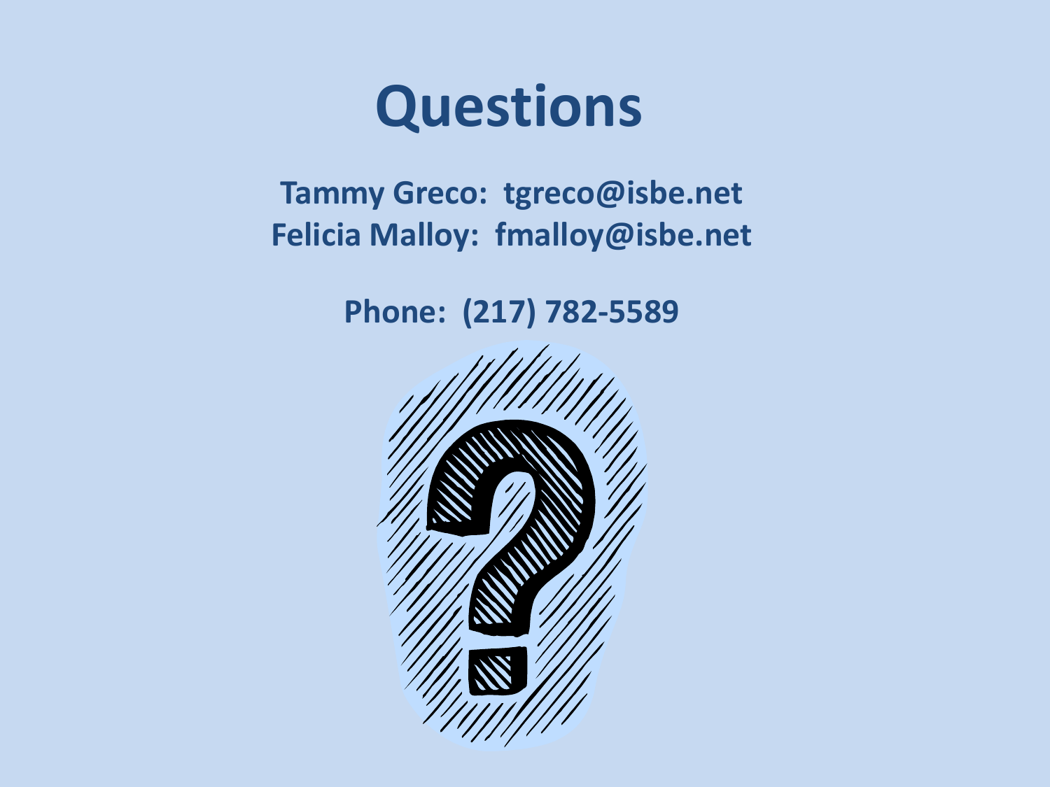# Questions

**Tammy Greco: tgreco@isbe.net**
**Felicia Malloy: fmalloy@isbe.net**

**Phone: (217) 782-5589**